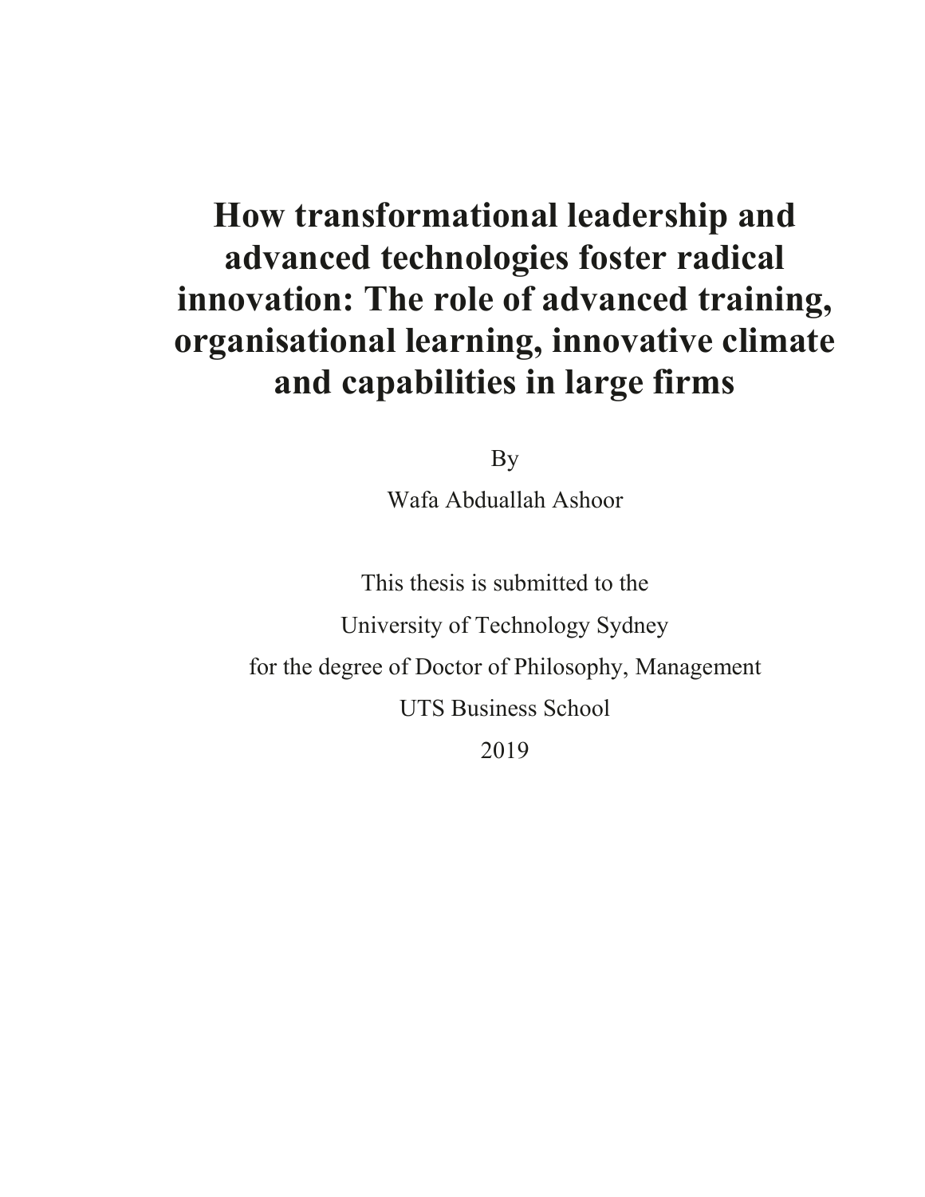# How transformational leadership and advanced technologies foster radical innovation: The role of advanced training, organisational learning, innovative climate and capabilities in large firms

By

Wafa Abduallah Ashoor

This thesis is submitted to the

University of Technology Sydney

for the degree of Doctor of Philosophy, Management

UTS Business School

2019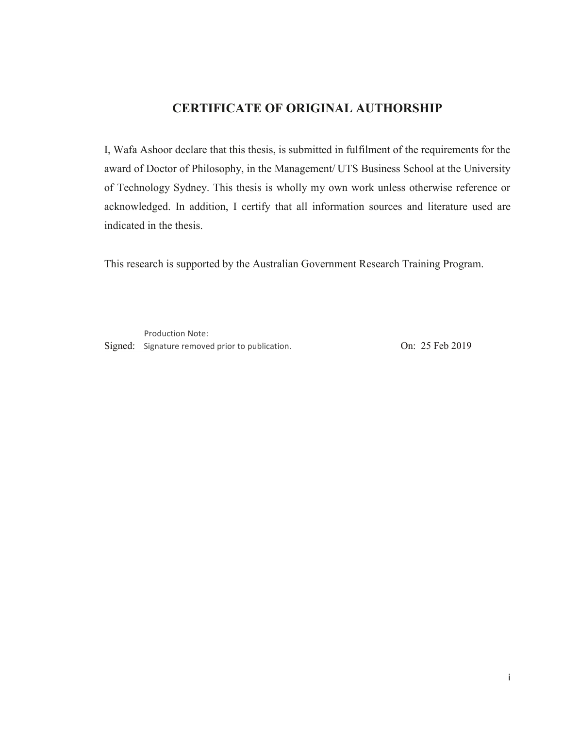# CERTIFICATE OF ORIGINAL AUTHORSHIP

I, Wafa Ashoor declare that this thesis, is submitted in fulfilment of the requirements for the award of Doctor of Philosophy, in the Management/ UTS Business School at the University of Technology Sydney. This thesis is wholly my own work unless otherwise reference or acknowledged. In addition, I certify that all information sources and literature used are indicated in the thesis.

This research is supported by the Australian Government Research Training Program.

Production Note:
Signed: Signature removed prior to publication. On: 25 Feb 2019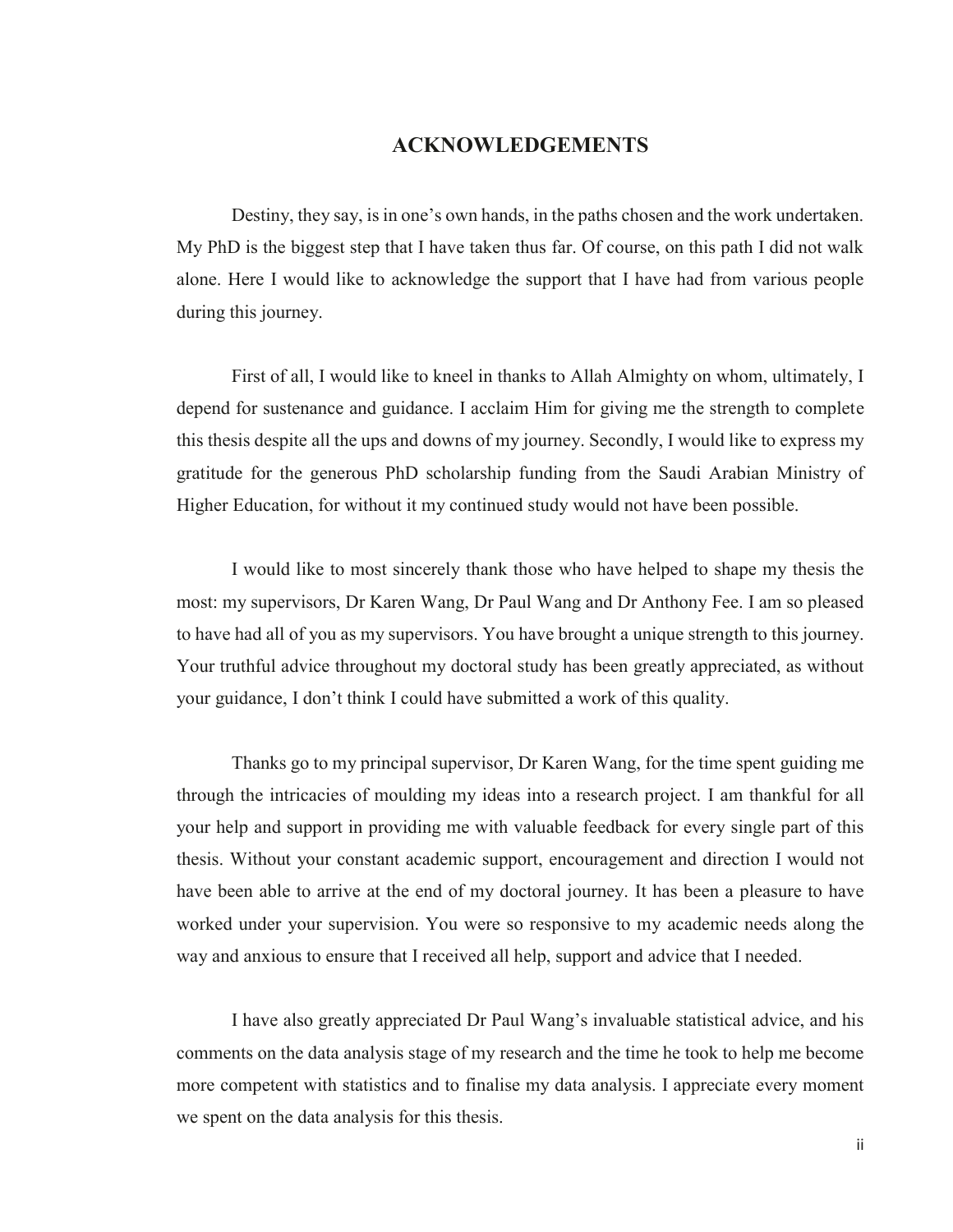# ACKNOWLEDGEMENTS

Destiny, they say, is in one's own hands, in the paths chosen and the work undertaken. My PhD is the biggest step that I have taken thus far. Of course, on this path I did not walk alone. Here I would like to acknowledge the support that I have had from various people during this journey.

First of all, I would like to kneel in thanks to Allah Almighty on whom, ultimately, I depend for sustenance and guidance. I acclaim Him for giving me the strength to complete this thesis despite all the ups and downs of my journey. Secondly, I would like to express my gratitude for the generous PhD scholarship funding from the Saudi Arabian Ministry of Higher Education, for without it my continued study would not have been possible.

I would like to most sincerely thank those who have helped to shape my thesis the most: my supervisors, Dr Karen Wang, Dr Paul Wang and Dr Anthony Fee. I am so pleased to have had all of you as my supervisors. You have brought a unique strength to this journey. Your truthful advice throughout my doctoral study has been greatly appreciated, as without your guidance, I don't think I could have submitted a work of this quality.

Thanks go to my principal supervisor, Dr Karen Wang, for the time spent guiding me through the intricacies of moulding my ideas into a research project. I am thankful for all your help and support in providing me with valuable feedback for every single part of this thesis. Without your constant academic support, encouragement and direction I would not have been able to arrive at the end of my doctoral journey. It has been a pleasure to have worked under your supervision. You were so responsive to my academic needs along the way and anxious to ensure that I received all help, support and advice that I needed.

I have also greatly appreciated Dr Paul Wang's invaluable statistical advice, and his comments on the data analysis stage of my research and the time he took to help me become more competent with statistics and to finalise my data analysis. I appreciate every moment we spent on the data analysis for this thesis.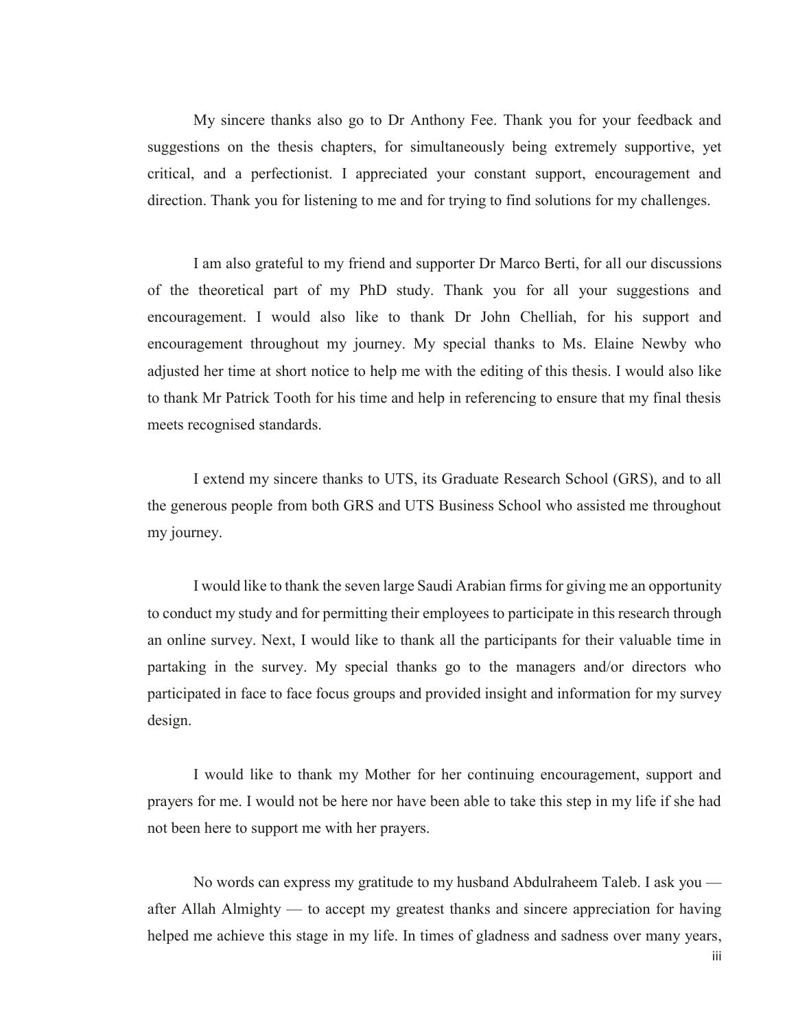My sincere thanks also go to Dr Anthony Fee. Thank you for your feedback and suggestions on the thesis chapters, for simultaneously being extremely supportive, yet critical, and a perfectionist. I appreciated your constant support, encouragement and direction. Thank you for listening to me and for trying to find solutions for my challenges.

I am also grateful to my friend and supporter Dr Marco Berti, for all our discussions of the theoretical part of my PhD study. Thank you for all your suggestions and encouragement. I would also like to thank Dr John Chelliah, for his support and encouragement throughout my journey. My special thanks to Ms. Elaine Newby who adjusted her time at short notice to help me with the editing of this thesis. I would also like to thank Mr Patrick Tooth for his time and help in referencing to ensure that my final thesis meets recognised standards.

I extend my sincere thanks to UTS, its Graduate Research School (GRS), and to all the generous people from both GRS and UTS Business School who assisted me throughout my journey.

I would like to thank the seven large Saudi Arabian firms for giving me an opportunity to conduct my study and for permitting their employees to participate in this research through an online survey. Next, I would like to thank all the participants for their valuable time in partaking in the survey. My special thanks go to the managers and/or directors who participated in face to face focus groups and provided insight and information for my survey design.

I would like to thank my Mother for her continuing encouragement, support and prayers for me. I would not be here nor have been able to take this step in my life if she had not been here to support me with her prayers.

No words can express my gratitude to my husband Abdulraheem Taleb. I ask you — after Allah Almighty — to accept my greatest thanks and sincere appreciation for having helped me achieve this stage in my life. In times of gladness and sadness over many years,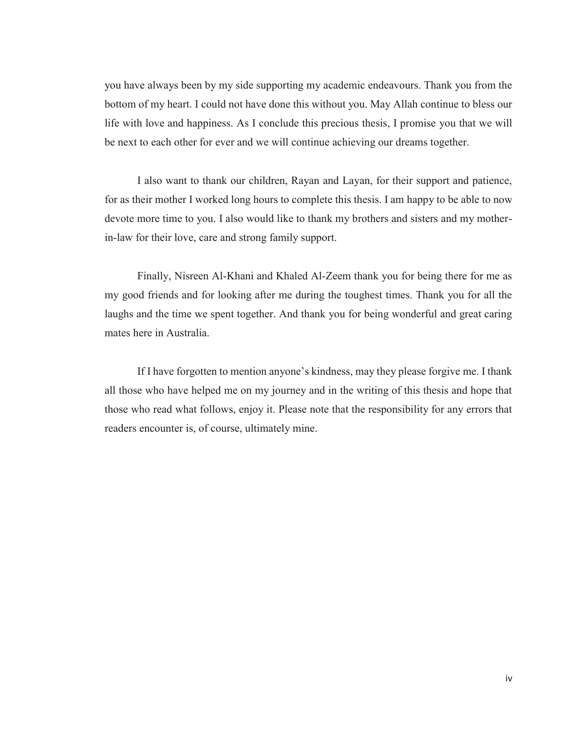you have always been by my side supporting my academic endeavours. Thank you from the bottom of my heart. I could not have done this without you. May Allah continue to bless our life with love and happiness. As I conclude this precious thesis, I promise you that we will be next to each other for ever and we will continue achieving our dreams together.

I also want to thank our children, Rayan and Layan, for their support and patience, for as their mother I worked long hours to complete this thesis. I am happy to be able to now devote more time to you. I also would like to thank my brothers and sisters and my mother-in-law for their love, care and strong family support.

Finally, Nisreen Al-Khani and Khaled Al-Zeem thank you for being there for me as my good friends and for looking after me during the toughest times. Thank you for all the laughs and the time we spent together. And thank you for being wonderful and great caring mates here in Australia.

If I have forgotten to mention anyone's kindness, may they please forgive me. I thank all those who have helped me on my journey and in the writing of this thesis and hope that those who read what follows, enjoy it. Please note that the responsibility for any errors that readers encounter is, of course, ultimately mine.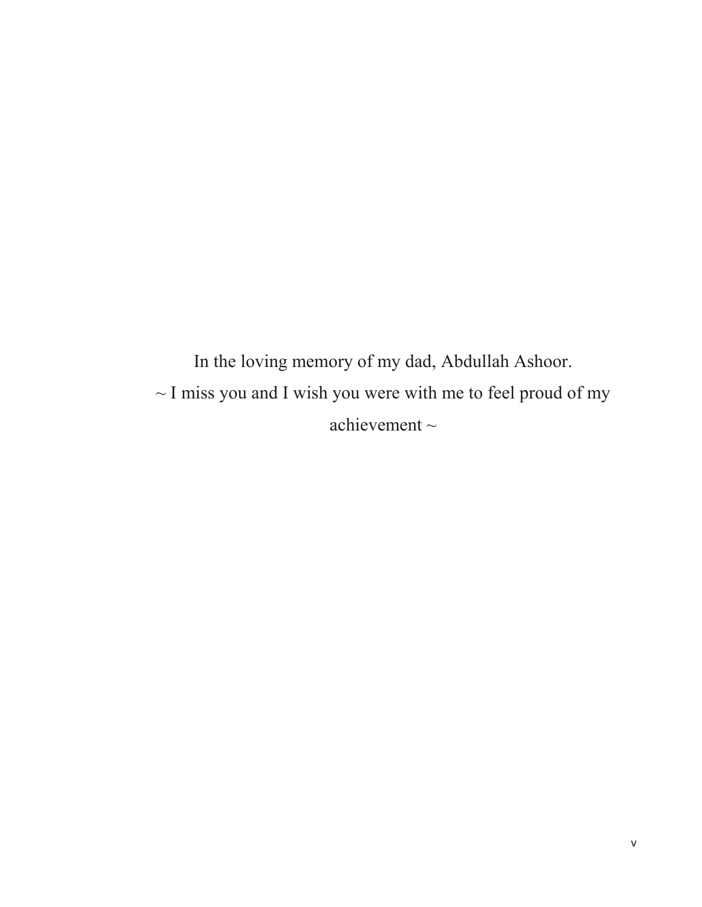In the loving memory of my dad, Abdullah Ashoor.

~ I miss you and I wish you were with me to feel proud of my achievement ~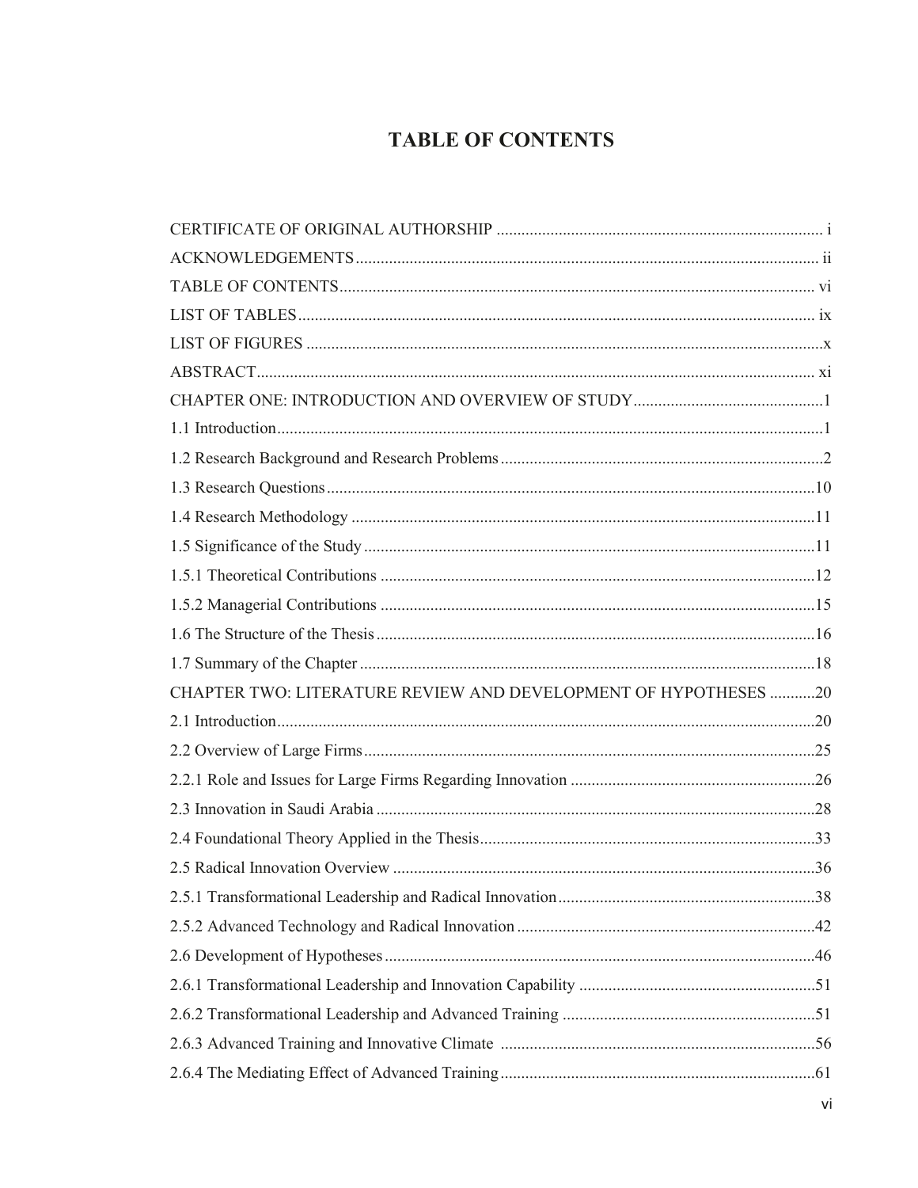# TABLE OF CONTENTS

CERTIFICATE OF ORIGINAL AUTHORSHIP ........ i
ACKNOWLEDGEMENTS ........ ii
TABLE OF CONTENTS ........ vi
LIST OF TABLES ........ ix
LIST OF FIGURES ........ x
ABSTRACT ........ xi
CHAPTER ONE: INTRODUCTION AND OVERVIEW OF STUDY ........ 1
1.1 Introduction ........ 1
1.2 Research Background and Research Problems ........ 2
1.3 Research Questions ........ 10
1.4 Research Methodology ........ 11
1.5 Significance of the Study ........ 11
1.5.1 Theoretical Contributions ........ 12
1.5.2 Managerial Contributions ........ 15
1.6 The Structure of the Thesis ........ 16
1.7 Summary of the Chapter ........ 18
CHAPTER TWO: LITERATURE REVIEW AND DEVELOPMENT OF HYPOTHESES ........ 20
2.1 Introduction ........ 20
2.2 Overview of Large Firms ........ 25
2.2.1 Role and Issues for Large Firms Regarding Innovation ........ 26
2.3 Innovation in Saudi Arabia ........ 28
2.4 Foundational Theory Applied in the Thesis ........ 33
2.5 Radical Innovation Overview ........ 36
2.5.1 Transformational Leadership and Radical Innovation ........ 38
2.5.2 Advanced Technology and Radical Innovation ........ 42
2.6 Development of Hypotheses ........ 46
2.6.1 Transformational Leadership and Innovation Capability ........ 51
2.6.2 Transformational Leadership and Advanced Training ........ 51
2.6.3 Advanced Training and Innovative Climate ........ 56
2.6.4 The Mediating Effect of Advanced Training ........ 61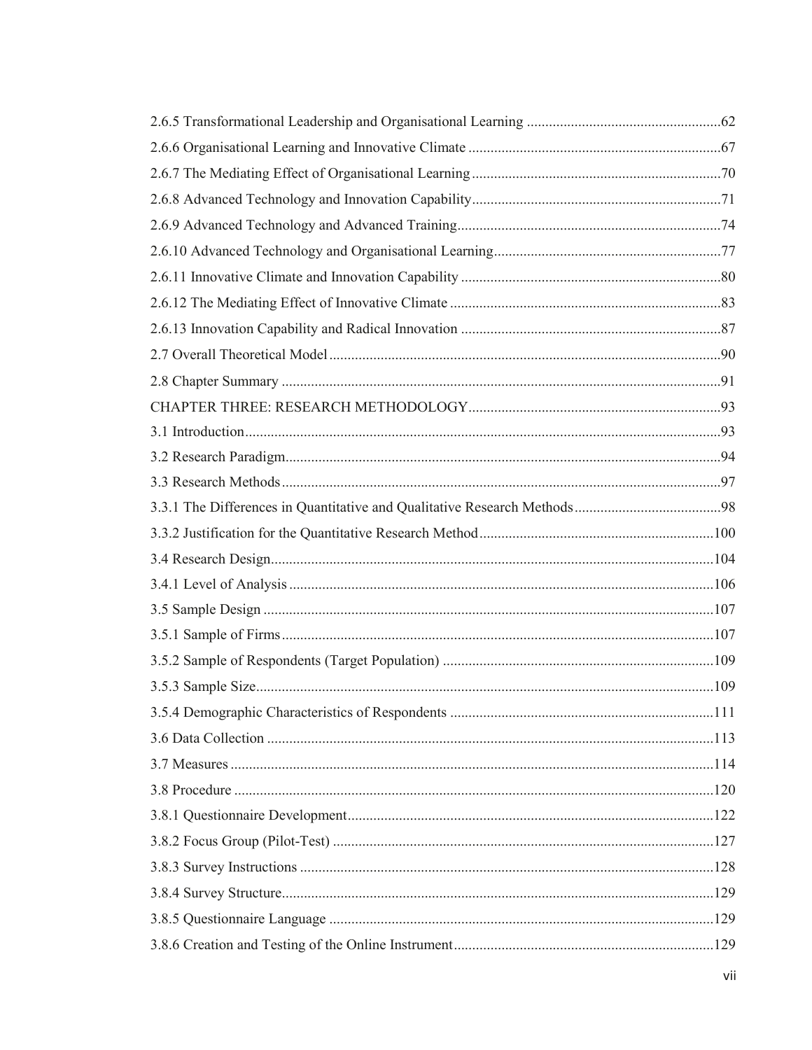2.6.5 Transformational Leadership and Organisational Learning ....................................................62
2.6.6 Organisational Learning and Innovative Climate ....................................................................67
2.6.7 The Mediating Effect of Organisational Learning ....................................................................70
2.6.8 Advanced Technology and Innovation Capability....................................................................71
2.6.9 Advanced Technology and Advanced Training........................................................................74
2.6.10 Advanced Technology and Organisational Learning..............................................................77
2.6.11 Innovative Climate and Innovation Capability .......................................................................80
2.6.12 The Mediating Effect of Innovative Climate ..........................................................................83
2.6.13 Innovation Capability and Radical Innovation .......................................................................87
2.7 Overall Theoretical Model ..........................................................................................................90
2.8 Chapter Summary .......................................................................................................................91
CHAPTER THREE: RESEARCH METHODOLOGY.....................................................................93
3.1 Introduction.................................................................................................................................93
3.2 Research Paradigm......................................................................................................................94
3.3 Research Methods .......................................................................................................................97
3.3.1 The Differences in Quantitative and Qualitative Research Methods........................................98
3.3.2 Justification for the Quantitative Research Method................................................................100
3.4 Research Design........................................................................................................................104
3.4.1 Level of Analysis ...................................................................................................................106
3.5 Sample Design ..........................................................................................................................107
3.5.1 Sample of Firms.....................................................................................................................107
3.5.2 Sample of Respondents (Target Population) ..........................................................................109
3.5.3 Sample Size............................................................................................................................109
3.5.4 Demographic Characteristics of Respondents ........................................................................111
3.6 Data Collection .........................................................................................................................113
3.7 Measures ...................................................................................................................................114
3.8 Procedure ..................................................................................................................................120
3.8.1 Questionnaire Development...................................................................................................122
3.8.2 Focus Group (Pilot-Test) .......................................................................................................127
3.8.3 Survey Instructions ................................................................................................................128
3.8.4 Survey Structure.....................................................................................................................129
3.8.5 Questionnaire Language ........................................................................................................129
3.8.6 Creation and Testing of the Online Instrument.......................................................................129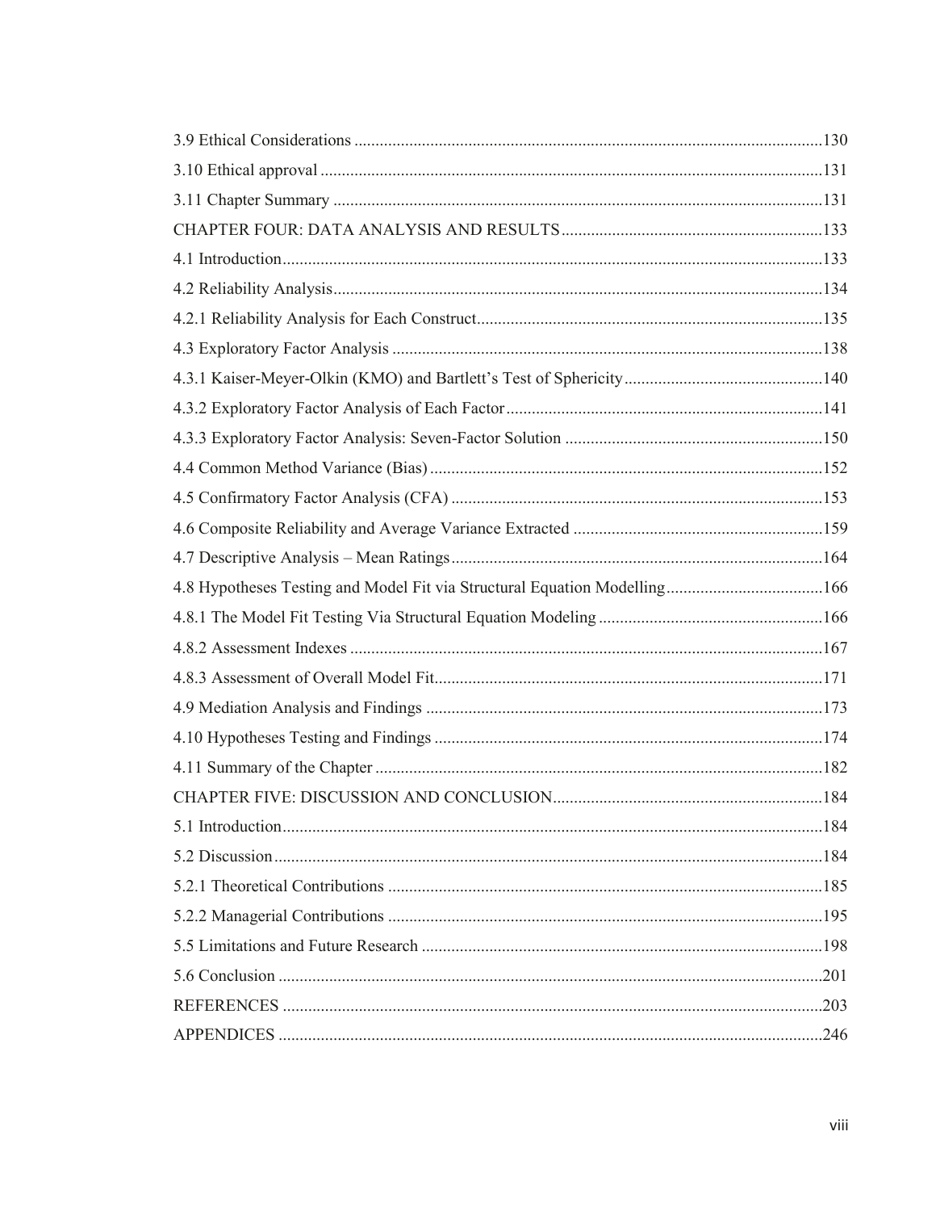3.9 Ethical Considerations ....................................................................................................130
3.10 Ethical approval ............................................................................................................131
3.11 Chapter Summary ..........................................................................................................131
CHAPTER FOUR: DATA ANALYSIS AND RESULTS ............................................................133
4.1 Introduction....................................................................................................................133
4.2 Reliability Analysis.........................................................................................................134
4.2.1 Reliability Analysis for Each Construct.......................................................................135
4.3 Exploratory Factor Analysis ...........................................................................................138
4.3.1 Kaiser-Meyer-Olkin (KMO) and Bartlett's Test of Sphericity.....................................140
4.3.2 Exploratory Factor Analysis of Each Factor................................................................141
4.3.3 Exploratory Factor Analysis: Seven-Factor Solution ..................................................150
4.4 Common Method Variance (Bias) ..................................................................................152
4.5 Confirmatory Factor Analysis (CFA) .............................................................................153
4.6 Composite Reliability and Average Variance Extracted .................................................159
4.7 Descriptive Analysis – Mean Ratings.............................................................................164
4.8 Hypotheses Testing and Model Fit via Structural Equation Modelling...........................166
4.8.1 The Model Fit Testing Via Structural Equation Modeling ...........................................166
4.8.2 Assessment Indexes .....................................................................................................167
4.8.3 Assessment of Overall Model Fit.................................................................................171
4.9 Mediation Analysis and Findings ...................................................................................173
4.10 Hypotheses Testing and Findings .................................................................................174
4.11 Summary of the Chapter ...............................................................................................182
CHAPTER FIVE: DISCUSSION AND CONCLUSION.............................................................184
5.1 Introduction....................................................................................................................184
5.2 Discussion.......................................................................................................................184
5.2.1 Theoretical Contributions ............................................................................................185
5.2.2 Managerial Contributions ............................................................................................195
5.5 Limitations and Future Research ....................................................................................198
5.6 Conclusion ......................................................................................................................201
REFERENCES ....................................................................................................................203
APPENDICES ......................................................................................................................246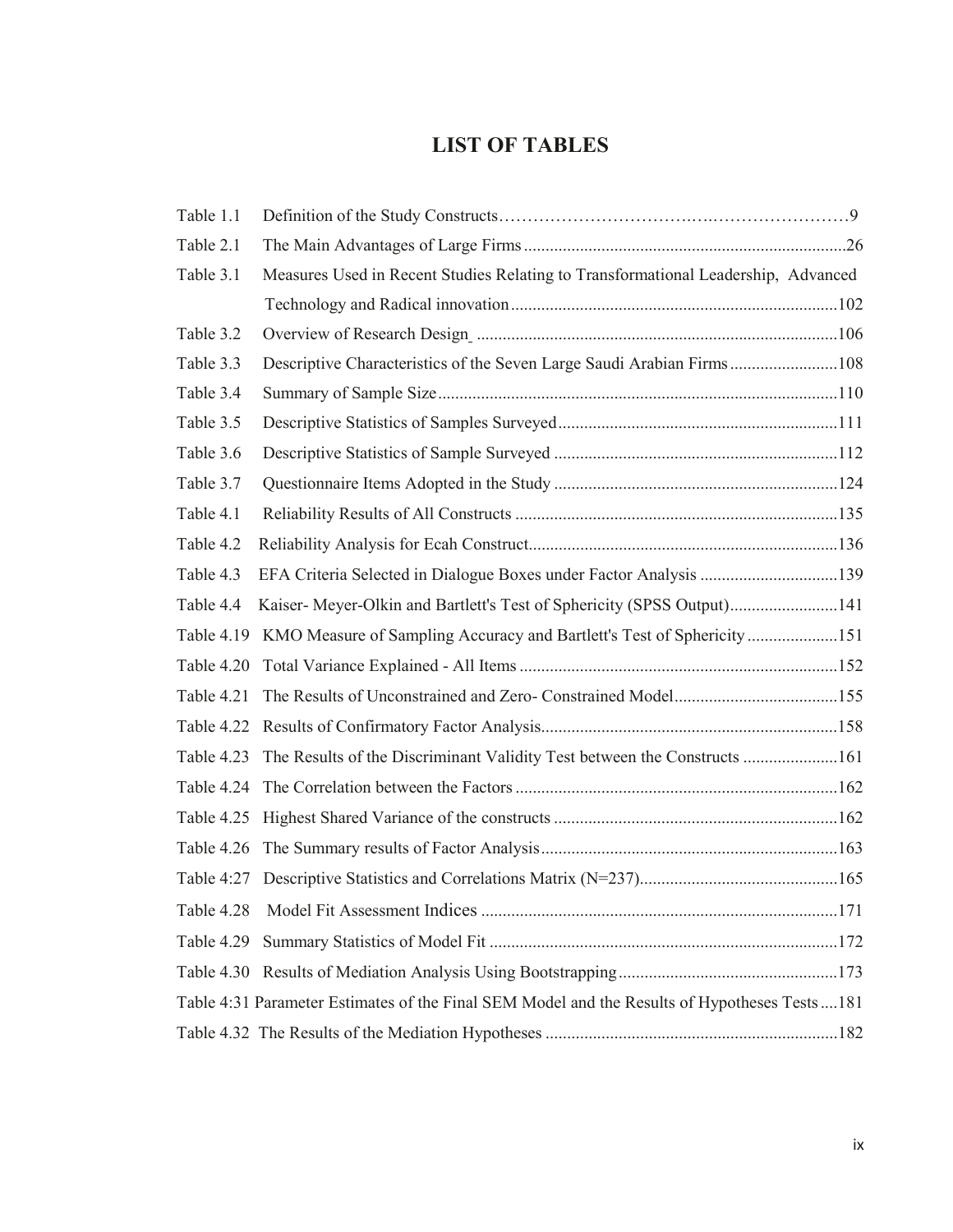# LIST OF TABLES

Table 1.1 Definition of the Study Constructs……………………………………………………………9

Table 2.1 The Main Advantages of Large Firms .........................................................................26

Table 3.1 Measures Used in Recent Studies Relating to Transformational Leadership, Advanced Technology and Radical innovation ...........................................................................102

Table 3.2 Overview of Research Design ...................................................................................106

Table 3.3 Descriptive Characteristics of the Seven Large Saudi Arabian Firms .........................108

Table 3.4 Summary of Sample Size ...........................................................................................110

Table 3.5 Descriptive Statistics of Samples Surveyed ................................................................111

Table 3.6 Descriptive Statistics of Sample Surveyed .................................................................112

Table 3.7 Questionnaire Items Adopted in the Study .................................................................124

Table 4.1 Reliability Results of All Constructs ..........................................................................135

Table 4.2 Reliability Analysis for Ecah Construct.......................................................................136

Table 4.3 EFA Criteria Selected in Dialogue Boxes under Factor Analysis ................................139

Table 4.4 Kaiser- Meyer-Olkin and Bartlett's Test of Sphericity (SPSS Output).........................141

Table 4.19 KMO Measure of Sampling Accuracy and Bartlett's Test of Sphericity .....................151

Table 4.20 Total Variance Explained - All Items .........................................................................152

Table 4.21 The Results of Unconstrained and Zero- Constrained Model......................................155

Table 4.22 Results of Confirmatory Factor Analysis....................................................................158

Table 4.23 The Results of the Discriminant Validity Test between the Constructs ......................161

Table 4.24 The Correlation between the Factors ..........................................................................162

Table 4.25 Highest Shared Variance of the constructs .................................................................162

Table 4.26 The Summary results of Factor Analysis....................................................................163

Table 4:27 Descriptive Statistics and Correlations Matrix (N=237)..............................................165

Table 4.28 Model Fit Assessment Indices ..................................................................................171

Table 4.29 Summary Statistics of Model Fit ...............................................................................172

Table 4.30 Results of Mediation Analysis Using Bootstrapping...................................................173

Table 4:31 Parameter Estimates of the Final SEM Model and the Results of Hypotheses Tests ....181

Table 4.32 The Results of the Mediation Hypotheses ..................................................................182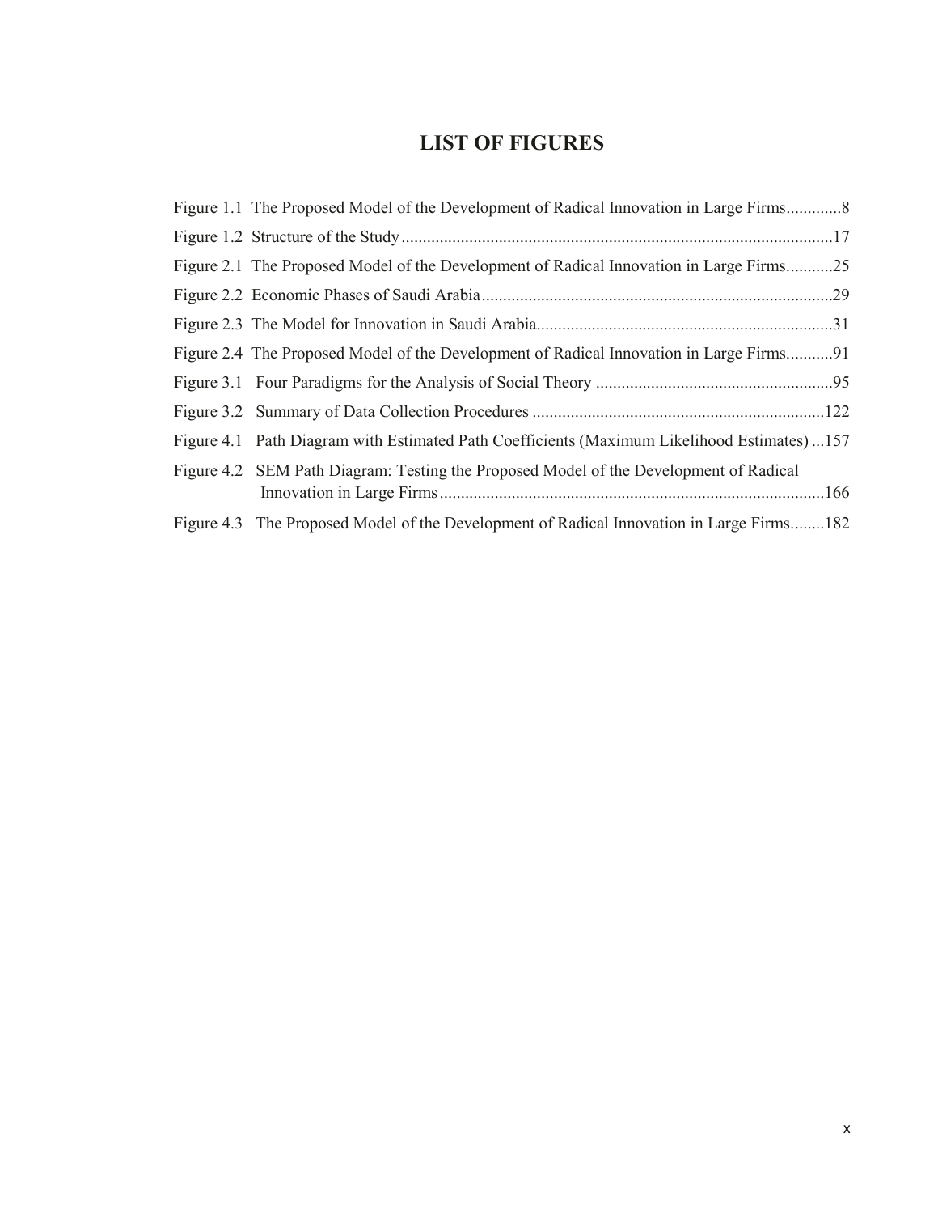# LIST OF FIGURES

Figure 1.1 The Proposed Model of the Development of Radical Innovation in Large Firms.............8

Figure 1.2 Structure of the Study......................................................................................................17

Figure 2.1 The Proposed Model of the Development of Radical Innovation in Large Firms...........25

Figure 2.2 Economic Phases of Saudi Arabia...................................................................................29

Figure 2.3 The Model for Innovation in Saudi Arabia......................................................................31

Figure 2.4 The Proposed Model of the Development of Radical Innovation in Large Firms...........91

Figure 3.1 Four Paradigms for the Analysis of Social Theory ........................................................95

Figure 3.2 Summary of Data Collection Procedures .....................................................................122

Figure 4.1 Path Diagram with Estimated Path Coefficients (Maximum Likelihood Estimates) ...157

Figure 4.2 SEM Path Diagram: Testing the Proposed Model of the Development of Radical Innovation in Large Firms...........................................................................................166

Figure 4.3 The Proposed Model of the Development of Radical Innovation in Large Firms........182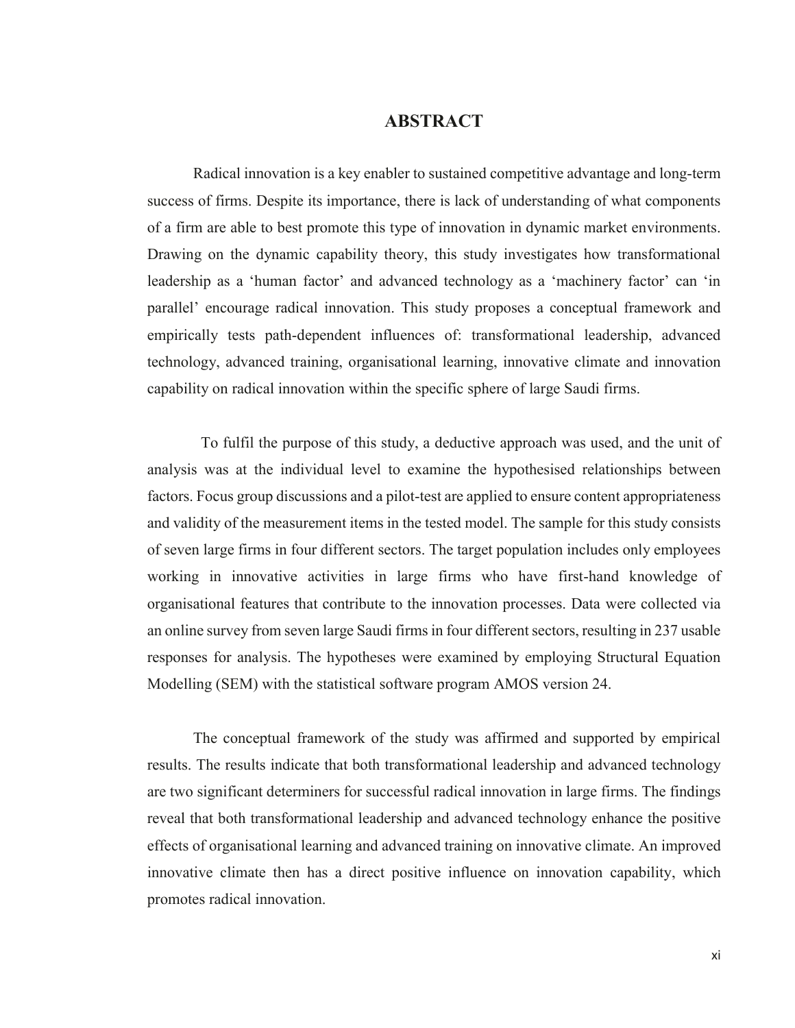# ABSTRACT

Radical innovation is a key enabler to sustained competitive advantage and long-term success of firms. Despite its importance, there is lack of understanding of what components of a firm are able to best promote this type of innovation in dynamic market environments. Drawing on the dynamic capability theory, this study investigates how transformational leadership as a 'human factor' and advanced technology as a 'machinery factor' can 'in parallel' encourage radical innovation. This study proposes a conceptual framework and empirically tests path-dependent influences of: transformational leadership, advanced technology, advanced training, organisational learning, innovative climate and innovation capability on radical innovation within the specific sphere of large Saudi firms.

To fulfil the purpose of this study, a deductive approach was used, and the unit of analysis was at the individual level to examine the hypothesised relationships between factors. Focus group discussions and a pilot-test are applied to ensure content appropriateness and validity of the measurement items in the tested model. The sample for this study consists of seven large firms in four different sectors. The target population includes only employees working in innovative activities in large firms who have first-hand knowledge of organisational features that contribute to the innovation processes. Data were collected via an online survey from seven large Saudi firms in four different sectors, resulting in 237 usable responses for analysis. The hypotheses were examined by employing Structural Equation Modelling (SEM) with the statistical software program AMOS version 24.

The conceptual framework of the study was affirmed and supported by empirical results. The results indicate that both transformational leadership and advanced technology are two significant determiners for successful radical innovation in large firms. The findings reveal that both transformational leadership and advanced technology enhance the positive effects of organisational learning and advanced training on innovative climate. An improved innovative climate then has a direct positive influence on innovation capability, which promotes radical innovation.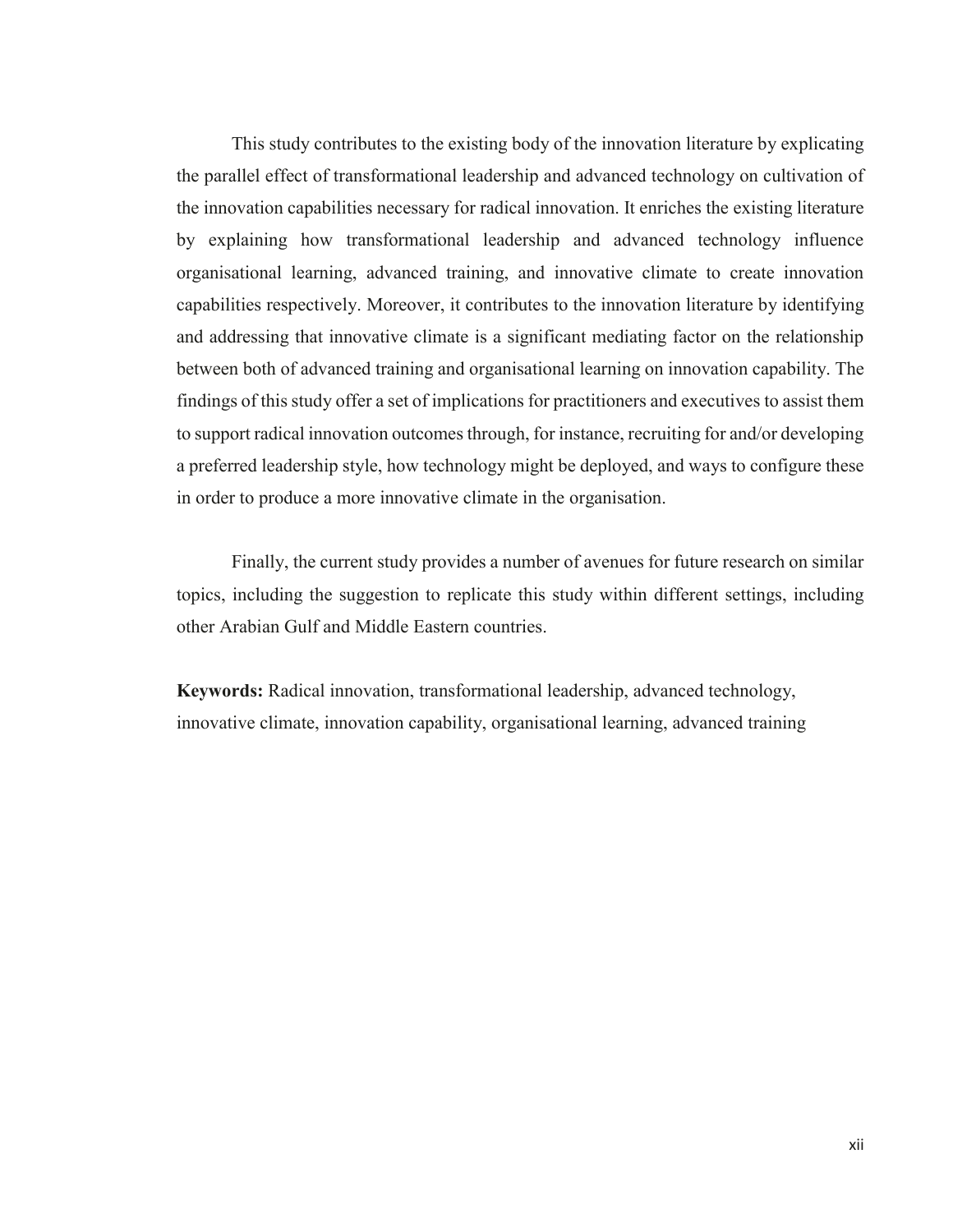This study contributes to the existing body of the innovation literature by explicating the parallel effect of transformational leadership and advanced technology on cultivation of the innovation capabilities necessary for radical innovation. It enriches the existing literature by explaining how transformational leadership and advanced technology influence organisational learning, advanced training, and innovative climate to create innovation capabilities respectively. Moreover, it contributes to the innovation literature by identifying and addressing that innovative climate is a significant mediating factor on the relationship between both of advanced training and organisational learning on innovation capability. The findings of this study offer a set of implications for practitioners and executives to assist them to support radical innovation outcomes through, for instance, recruiting for and/or developing a preferred leadership style, how technology might be deployed, and ways to configure these in order to produce a more innovative climate in the organisation.

Finally, the current study provides a number of avenues for future research on similar topics, including the suggestion to replicate this study within different settings, including other Arabian Gulf and Middle Eastern countries.

**Keywords:** Radical innovation, transformational leadership, advanced technology, innovative climate, innovation capability, organisational learning, advanced training